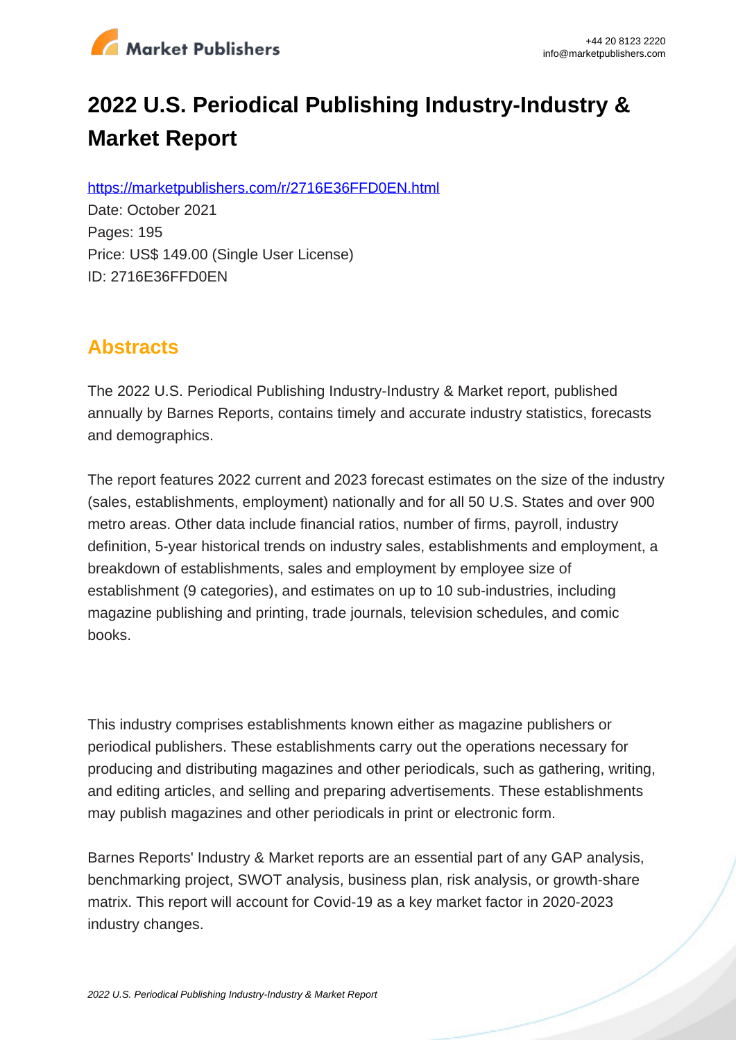# 2022 U.S. Periodical Publishing Industry-Industry & Market Report

https://marketpublishers.com/r/2716E36FFD0EN.html

Date: October 2021

Pages: 195

Price: US$ 149.00 (Single User License)

ID: 2716E36FFD0EN

## Abstracts

The 2022 U.S. Periodical Publishing Industry-Industry & Market report, published annually by Barnes Reports, contains timely and accurate industry statistics, forecasts and demographics.

The report features 2022 current and 2023 forecast estimates on the size of the industry (sales, establishments, employment) nationally and for all 50 U.S. States and over 900 metro areas. Other data include financial ratios, number of firms, payroll, industry definition, 5-year historical trends on industry sales, establishments and employment, a breakdown of establishments, sales and employment by employee size of establishment (9 categories), and estimates on up to 10 sub-industries, including magazine publishing and printing, trade journals, television schedules, and comic books.

This industry comprises establishments known either as magazine publishers or periodical publishers. These establishments carry out the operations necessary for producing and distributing magazines and other periodicals, such as gathering, writing, and editing articles, and selling and preparing advertisements. These establishments may publish magazines and other periodicals in print or electronic form.

Barnes Reports' Industry & Market reports are an essential part of any GAP analysis, benchmarking project, SWOT analysis, business plan, risk analysis, or growth-share matrix. This report will account for Covid-19 as a key market factor in 2020-2023 industry changes.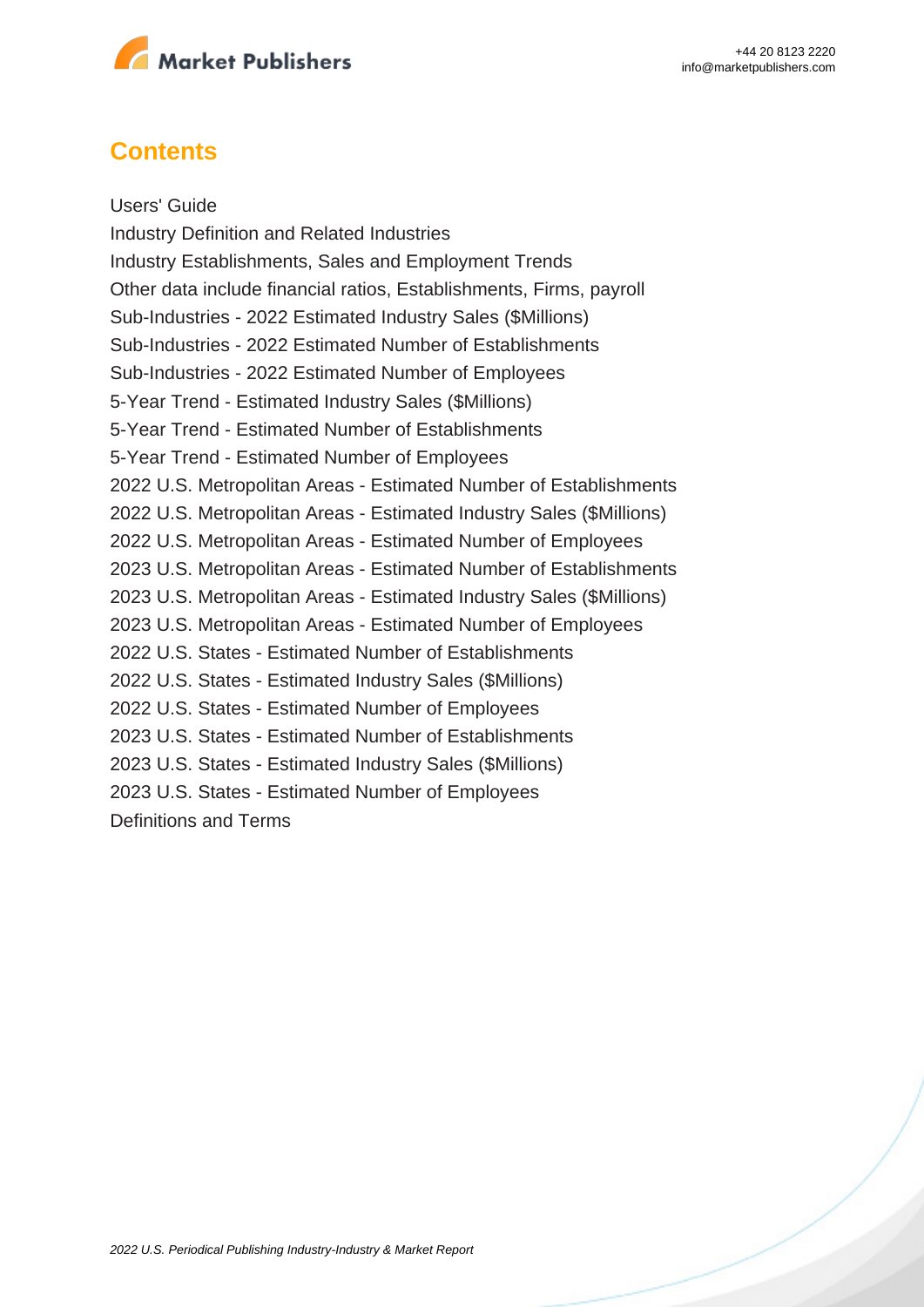## Contents

Users' Guide
Industry Definition and Related Industries
Industry Establishments, Sales and Employment Trends
Other data include financial ratios, Establishments, Firms, payroll
Sub-Industries - 2022 Estimated Industry Sales ($Millions)
Sub-Industries - 2022 Estimated Number of Establishments
Sub-Industries - 2022 Estimated Number of Employees
5-Year Trend - Estimated Industry Sales ($Millions)
5-Year Trend - Estimated Number of Establishments
5-Year Trend - Estimated Number of Employees
2022 U.S. Metropolitan Areas - Estimated Number of Establishments
2022 U.S. Metropolitan Areas - Estimated Industry Sales ($Millions)
2022 U.S. Metropolitan Areas - Estimated Number of Employees
2023 U.S. Metropolitan Areas - Estimated Number of Establishments
2023 U.S. Metropolitan Areas - Estimated Industry Sales ($Millions)
2023 U.S. Metropolitan Areas - Estimated Number of Employees
2022 U.S. States - Estimated Number of Establishments
2022 U.S. States - Estimated Industry Sales ($Millions)
2022 U.S. States - Estimated Number of Employees
2023 U.S. States - Estimated Number of Establishments
2023 U.S. States - Estimated Industry Sales ($Millions)
2023 U.S. States - Estimated Number of Employees
Definitions and Terms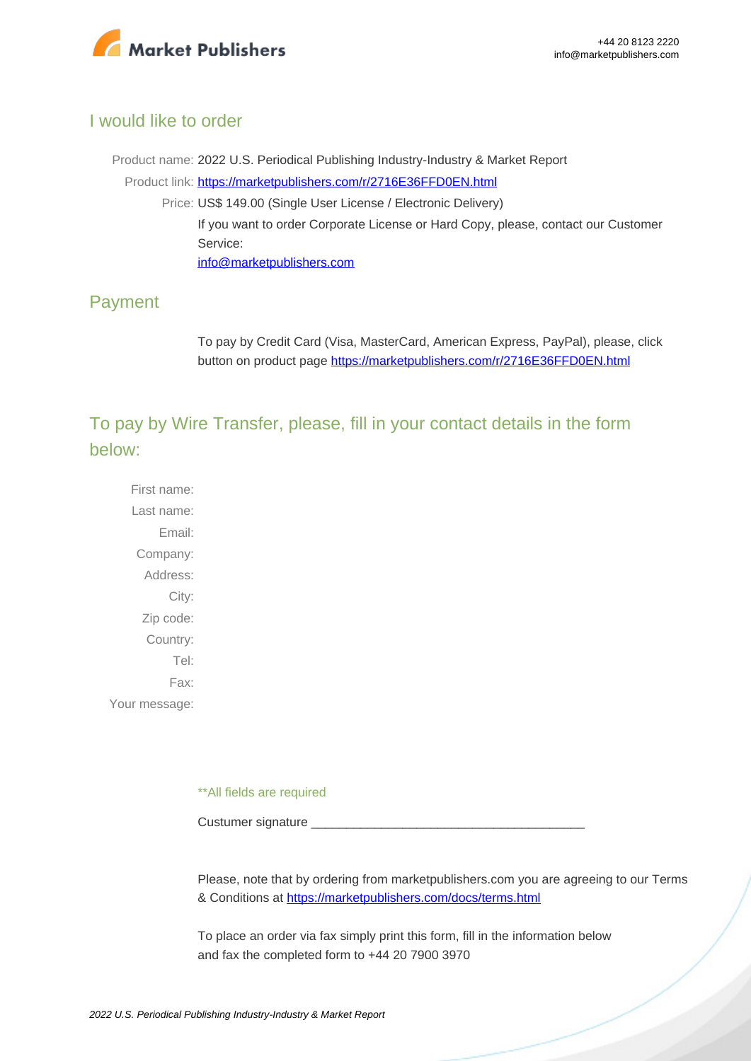## I would like to order

Product name: 2022 U.S. Periodical Publishing Industry-Industry & Market Report

Product link: https://marketpublishers.com/r/2716E36FFD0EN.html

Price: US$ 149.00 (Single User License / Electronic Delivery)

If you want to order Corporate License or Hard Copy, please, contact our Customer Service:

info@marketpublishers.com

## Payment

To pay by Credit Card (Visa, MasterCard, American Express, PayPal), please, click button on product page https://marketpublishers.com/r/2716E36FFD0EN.html

## To pay by Wire Transfer, please, fill in your contact details in the form below:

First name:

Last name:

Email:

Company:

Address:

City:

Zip code:

Country:

Tel:

Fax:

Your message:

**All fields are required

Custumer signature _______________________________________

Please, note that by ordering from marketpublishers.com you are agreeing to our Terms & Conditions at https://marketpublishers.com/docs/terms.html

To place an order via fax simply print this form, fill in the information below and fax the completed form to +44 20 7900 3970